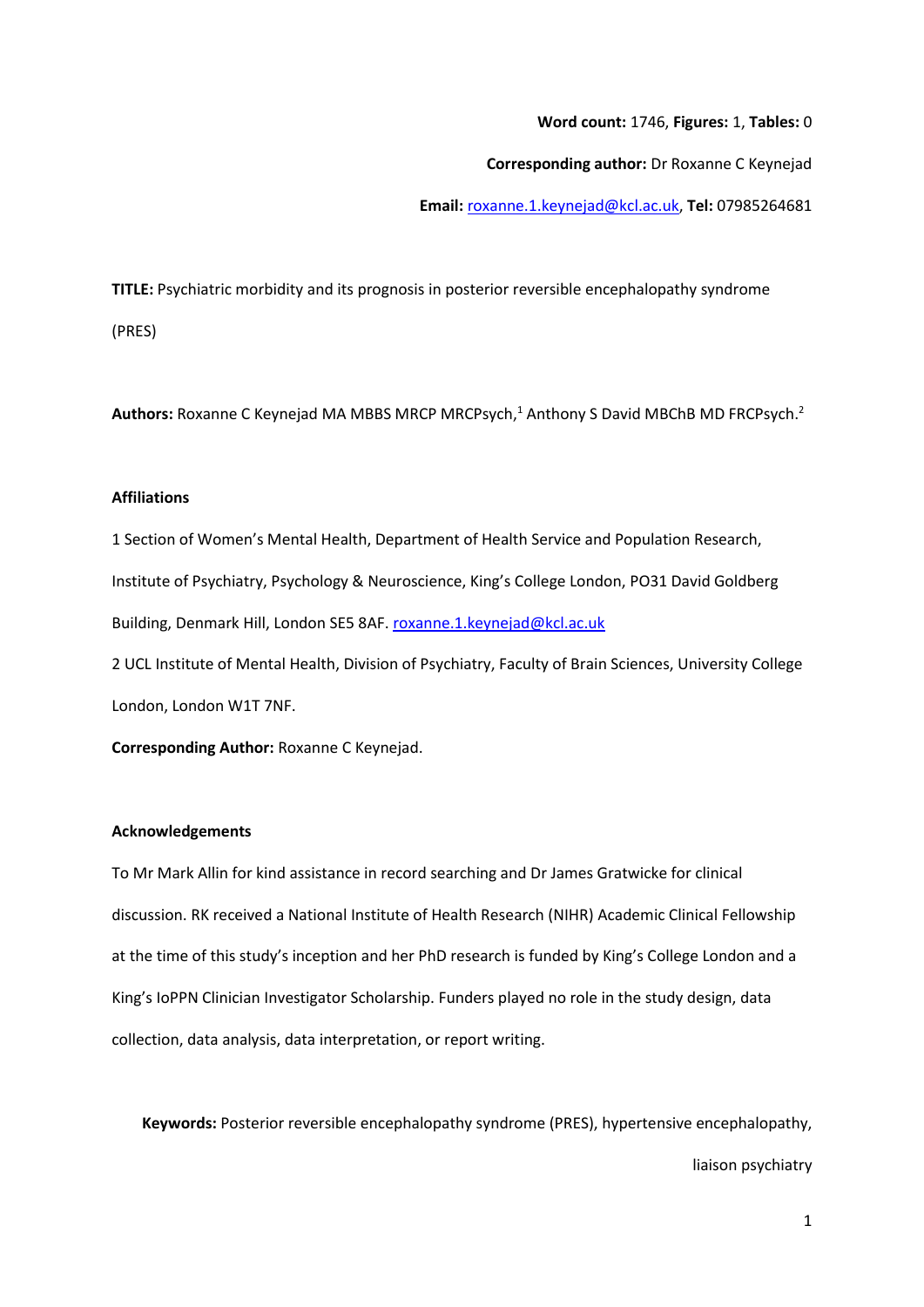**Word count:** 1746, **Figures:** 1, **Tables:** 0

**Corresponding author:** Dr Roxanne C Keynejad

**Email:** roxanne.1.keynejad@kcl.ac.uk, **Tel:** 07985264681

**TITLE:** Psychiatric morbidity and its prognosis in posterior reversible encephalopathy syndrome (PRES)

**Authors:** Roxanne C Keynejad MA MBBS MRCP MRCPsych,[1] Anthony S David MBChB MD FRCPsych.[2]

**Affiliations**

1 Section of Women's Mental Health, Department of Health Service and Population Research, Institute of Psychiatry, Psychology & Neuroscience, King's College London, PO31 David Goldberg Building, Denmark Hill, London SE5 8AF. roxanne.1.keynejad@kcl.ac.uk

2 UCL Institute of Mental Health, Division of Psychiatry, Faculty of Brain Sciences, University College London, London W1T 7NF.

**Corresponding Author:** Roxanne C Keynejad.

**Acknowledgements**

To Mr Mark Allin for kind assistance in record searching and Dr James Gratwicke for clinical discussion. RK received a National Institute of Health Research (NIHR) Academic Clinical Fellowship at the time of this study's inception and her PhD research is funded by King's College London and a King's IoPPN Clinician Investigator Scholarship. Funders played no role in the study design, data collection, data analysis, data interpretation, or report writing.

**Keywords:** Posterior reversible encephalopathy syndrome (PRES), hypertensive encephalopathy, liaison psychiatry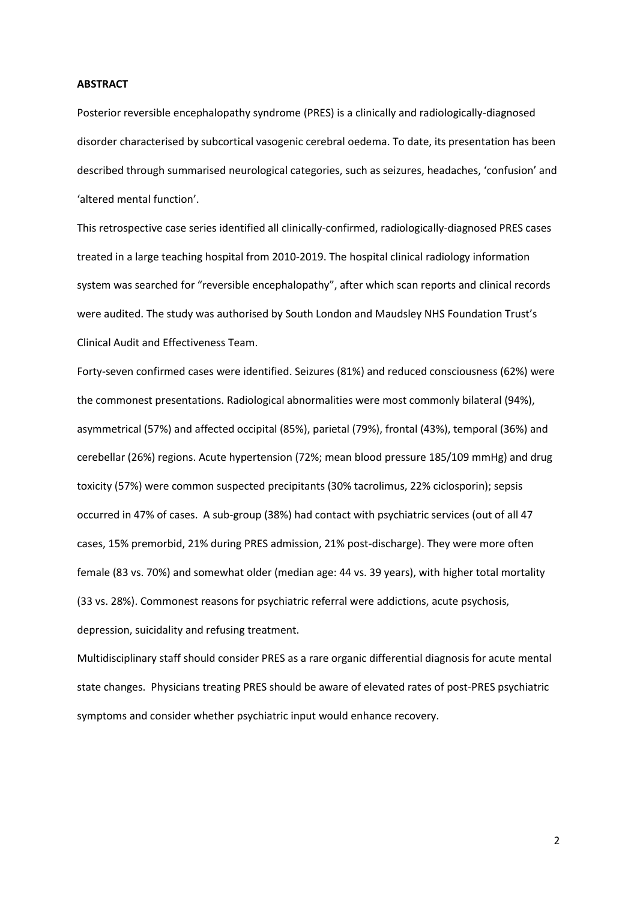**ABSTRACT**

Posterior reversible encephalopathy syndrome (PRES) is a clinically and radiologically-diagnosed disorder characterised by subcortical vasogenic cerebral oedema. To date, its presentation has been described through summarised neurological categories, such as seizures, headaches, 'confusion' and 'altered mental function'.

This retrospective case series identified all clinically-confirmed, radiologically-diagnosed PRES cases treated in a large teaching hospital from 2010-2019. The hospital clinical radiology information system was searched for "reversible encephalopathy", after which scan reports and clinical records were audited. The study was authorised by South London and Maudsley NHS Foundation Trust's Clinical Audit and Effectiveness Team.

Forty-seven confirmed cases were identified. Seizures (81%) and reduced consciousness (62%) were the commonest presentations. Radiological abnormalities were most commonly bilateral (94%), asymmetrical (57%) and affected occipital (85%), parietal (79%), frontal (43%), temporal (36%) and cerebellar (26%) regions. Acute hypertension (72%; mean blood pressure 185/109 mmHg) and drug toxicity (57%) were common suspected precipitants (30% tacrolimus, 22% ciclosporin); sepsis occurred in 47% of cases. A sub-group (38%) had contact with psychiatric services (out of all 47 cases, 15% premorbid, 21% during PRES admission, 21% post-discharge). They were more often female (83 vs. 70%) and somewhat older (median age: 44 vs. 39 years), with higher total mortality (33 vs. 28%). Commonest reasons for psychiatric referral were addictions, acute psychosis, depression, suicidality and refusing treatment.

Multidisciplinary staff should consider PRES as a rare organic differential diagnosis for acute mental state changes. Physicians treating PRES should be aware of elevated rates of post-PRES psychiatric symptoms and consider whether psychiatric input would enhance recovery.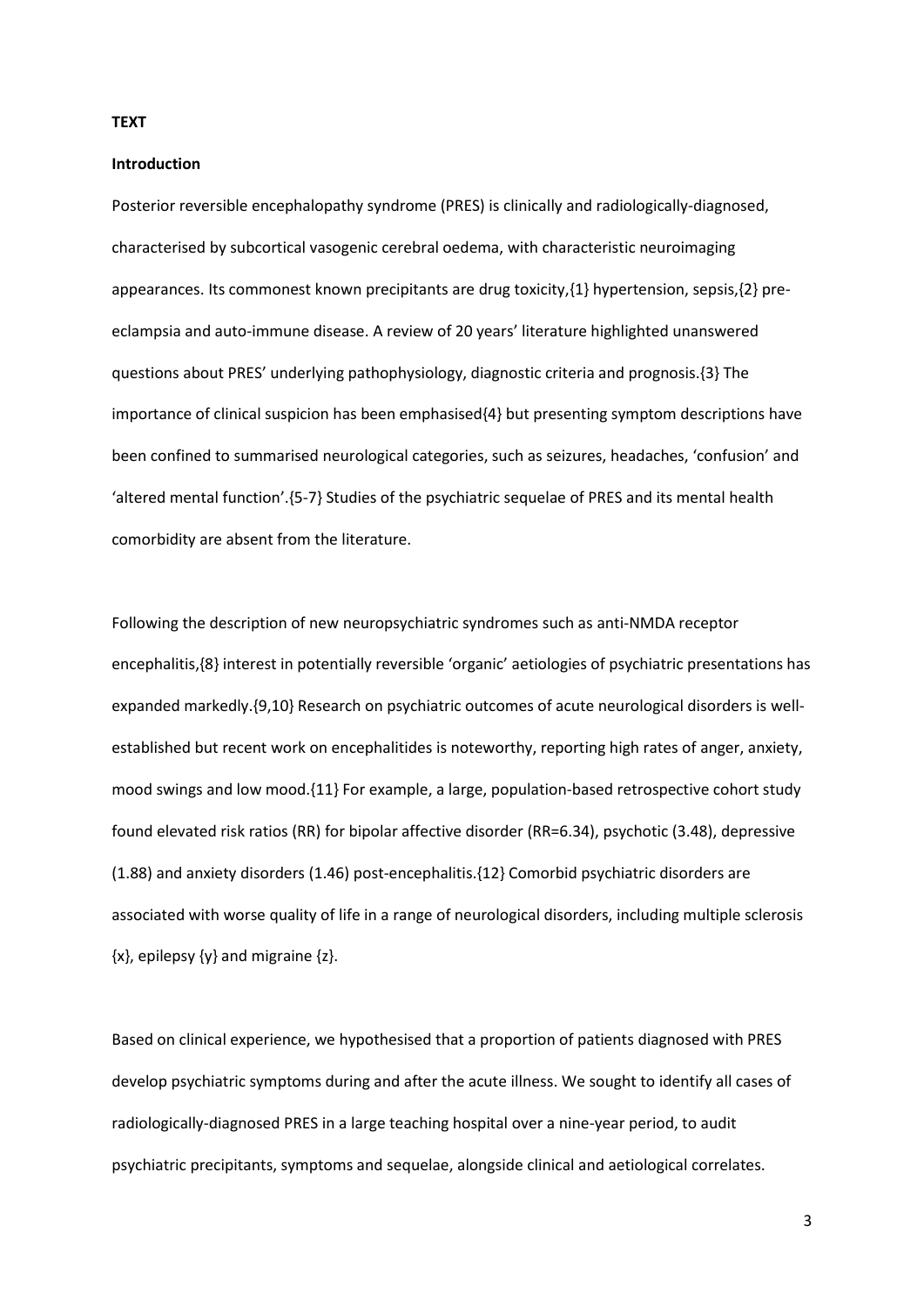**TEXT**

**Introduction**

Posterior reversible encephalopathy syndrome (PRES) is clinically and radiologically-diagnosed, characterised by subcortical vasogenic cerebral oedema, with characteristic neuroimaging appearances. Its commonest known precipitants are drug toxicity,{1} hypertension, sepsis,{2} pre-eclampsia and auto-immune disease. A review of 20 years' literature highlighted unanswered questions about PRES' underlying pathophysiology, diagnostic criteria and prognosis.{3} The importance of clinical suspicion has been emphasised{4} but presenting symptom descriptions have been confined to summarised neurological categories, such as seizures, headaches, 'confusion' and 'altered mental function'.{5-7} Studies of the psychiatric sequelae of PRES and its mental health comorbidity are absent from the literature.

Following the description of new neuropsychiatric syndromes such as anti-NMDA receptor encephalitis,{8} interest in potentially reversible 'organic' aetiologies of psychiatric presentations has expanded markedly.{9,10} Research on psychiatric outcomes of acute neurological disorders is well-established but recent work on encephalitides is noteworthy, reporting high rates of anger, anxiety, mood swings and low mood.{11} For example, a large, population-based retrospective cohort study found elevated risk ratios (RR) for bipolar affective disorder (RR=6.34), psychotic (3.48), depressive (1.88) and anxiety disorders (1.46) post-encephalitis.{12} Comorbid psychiatric disorders are associated with worse quality of life in a range of neurological disorders, including multiple sclerosis {x}, epilepsy {y} and migraine {z}.

Based on clinical experience, we hypothesised that a proportion of patients diagnosed with PRES develop psychiatric symptoms during and after the acute illness. We sought to identify all cases of radiologically-diagnosed PRES in a large teaching hospital over a nine-year period, to audit psychiatric precipitants, symptoms and sequelae, alongside clinical and aetiological correlates.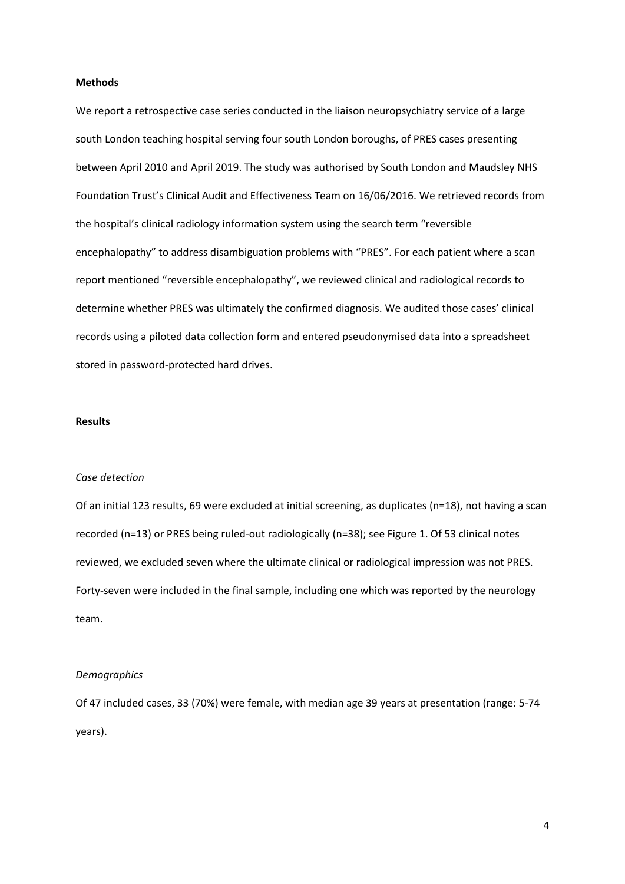**Methods**

We report a retrospective case series conducted in the liaison neuropsychiatry service of a large south London teaching hospital serving four south London boroughs, of PRES cases presenting between April 2010 and April 2019. The study was authorised by South London and Maudsley NHS Foundation Trust's Clinical Audit and Effectiveness Team on 16/06/2016. We retrieved records from the hospital's clinical radiology information system using the search term "reversible encephalopathy" to address disambiguation problems with "PRES". For each patient where a scan report mentioned "reversible encephalopathy", we reviewed clinical and radiological records to determine whether PRES was ultimately the confirmed diagnosis. We audited those cases' clinical records using a piloted data collection form and entered pseudonymised data into a spreadsheet stored in password-protected hard drives.

**Results**

*Case detection*

Of an initial 123 results, 69 were excluded at initial screening, as duplicates (n=18), not having a scan recorded (n=13) or PRES being ruled-out radiologically (n=38); see Figure 1. Of 53 clinical notes reviewed, we excluded seven where the ultimate clinical or radiological impression was not PRES. Forty-seven were included in the final sample, including one which was reported by the neurology team.

*Demographics*

Of 47 included cases, 33 (70%) were female, with median age 39 years at presentation (range: 5-74 years).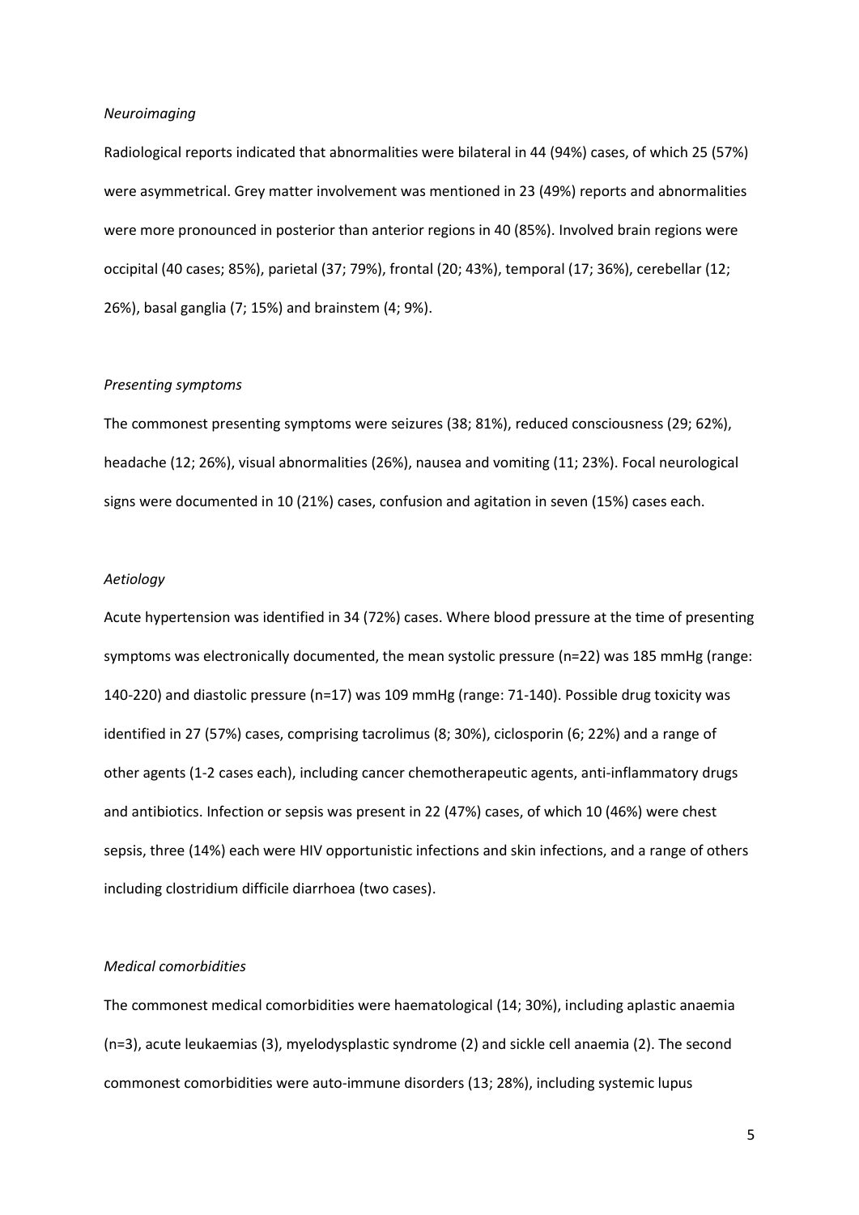*Neuroimaging*

Radiological reports indicated that abnormalities were bilateral in 44 (94%) cases, of which 25 (57%) were asymmetrical. Grey matter involvement was mentioned in 23 (49%) reports and abnormalities were more pronounced in posterior than anterior regions in 40 (85%). Involved brain regions were occipital (40 cases; 85%), parietal (37; 79%), frontal (20; 43%), temporal (17; 36%), cerebellar (12; 26%), basal ganglia (7; 15%) and brainstem (4; 9%).

*Presenting symptoms*

The commonest presenting symptoms were seizures (38; 81%), reduced consciousness (29; 62%), headache (12; 26%), visual abnormalities (26%), nausea and vomiting (11; 23%). Focal neurological signs were documented in 10 (21%) cases, confusion and agitation in seven (15%) cases each.

*Aetiology*

Acute hypertension was identified in 34 (72%) cases. Where blood pressure at the time of presenting symptoms was electronically documented, the mean systolic pressure (n=22) was 185 mmHg (range: 140-220) and diastolic pressure (n=17) was 109 mmHg (range: 71-140). Possible drug toxicity was identified in 27 (57%) cases, comprising tacrolimus (8; 30%), ciclosporin (6; 22%) and a range of other agents (1-2 cases each), including cancer chemotherapeutic agents, anti-inflammatory drugs and antibiotics. Infection or sepsis was present in 22 (47%) cases, of which 10 (46%) were chest sepsis, three (14%) each were HIV opportunistic infections and skin infections, and a range of others including clostridium difficile diarrhoea (two cases).

*Medical comorbidities*

The commonest medical comorbidities were haematological (14; 30%), including aplastic anaemia (n=3), acute leukaemias (3), myelodysplastic syndrome (2) and sickle cell anaemia (2). The second commonest comorbidities were auto-immune disorders (13; 28%), including systemic lupus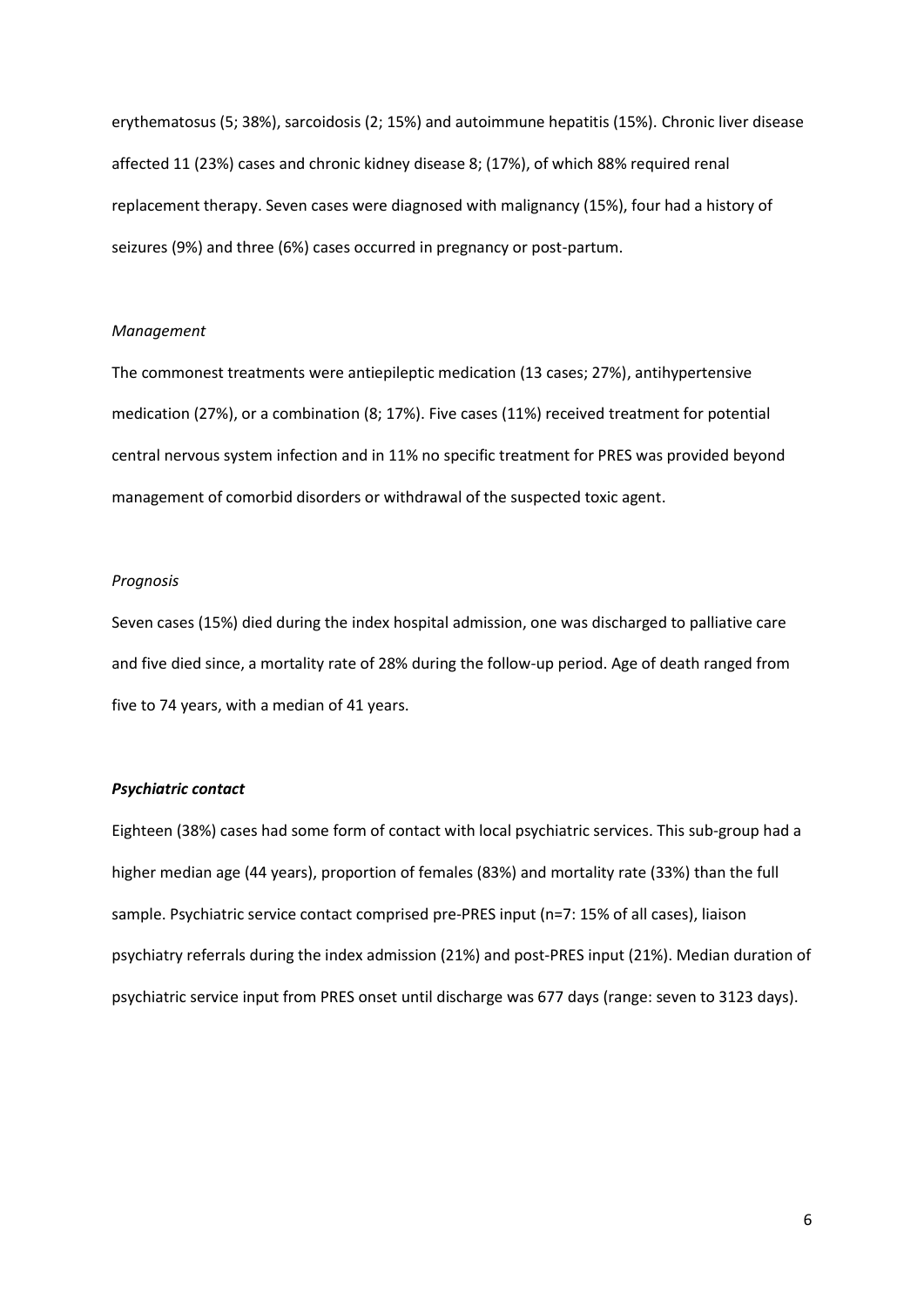erythematosus (5; 38%), sarcoidosis (2; 15%) and autoimmune hepatitis (15%). Chronic liver disease affected 11 (23%) cases and chronic kidney disease 8; (17%), of which 88% required renal replacement therapy. Seven cases were diagnosed with malignancy (15%), four had a history of seizures (9%) and three (6%) cases occurred in pregnancy or post-partum.

*Management*

The commonest treatments were antiepileptic medication (13 cases; 27%), antihypertensive medication (27%), or a combination (8; 17%). Five cases (11%) received treatment for potential central nervous system infection and in 11% no specific treatment for PRES was provided beyond management of comorbid disorders or withdrawal of the suspected toxic agent.

*Prognosis*

Seven cases (15%) died during the index hospital admission, one was discharged to palliative care and five died since, a mortality rate of 28% during the follow-up period. Age of death ranged from five to 74 years, with a median of 41 years.

***Psychiatric contact***

Eighteen (38%) cases had some form of contact with local psychiatric services. This sub-group had a higher median age (44 years), proportion of females (83%) and mortality rate (33%) than the full sample. Psychiatric service contact comprised pre-PRES input (n=7: 15% of all cases), liaison psychiatry referrals during the index admission (21%) and post-PRES input (21%). Median duration of psychiatric service input from PRES onset until discharge was 677 days (range: seven to 3123 days).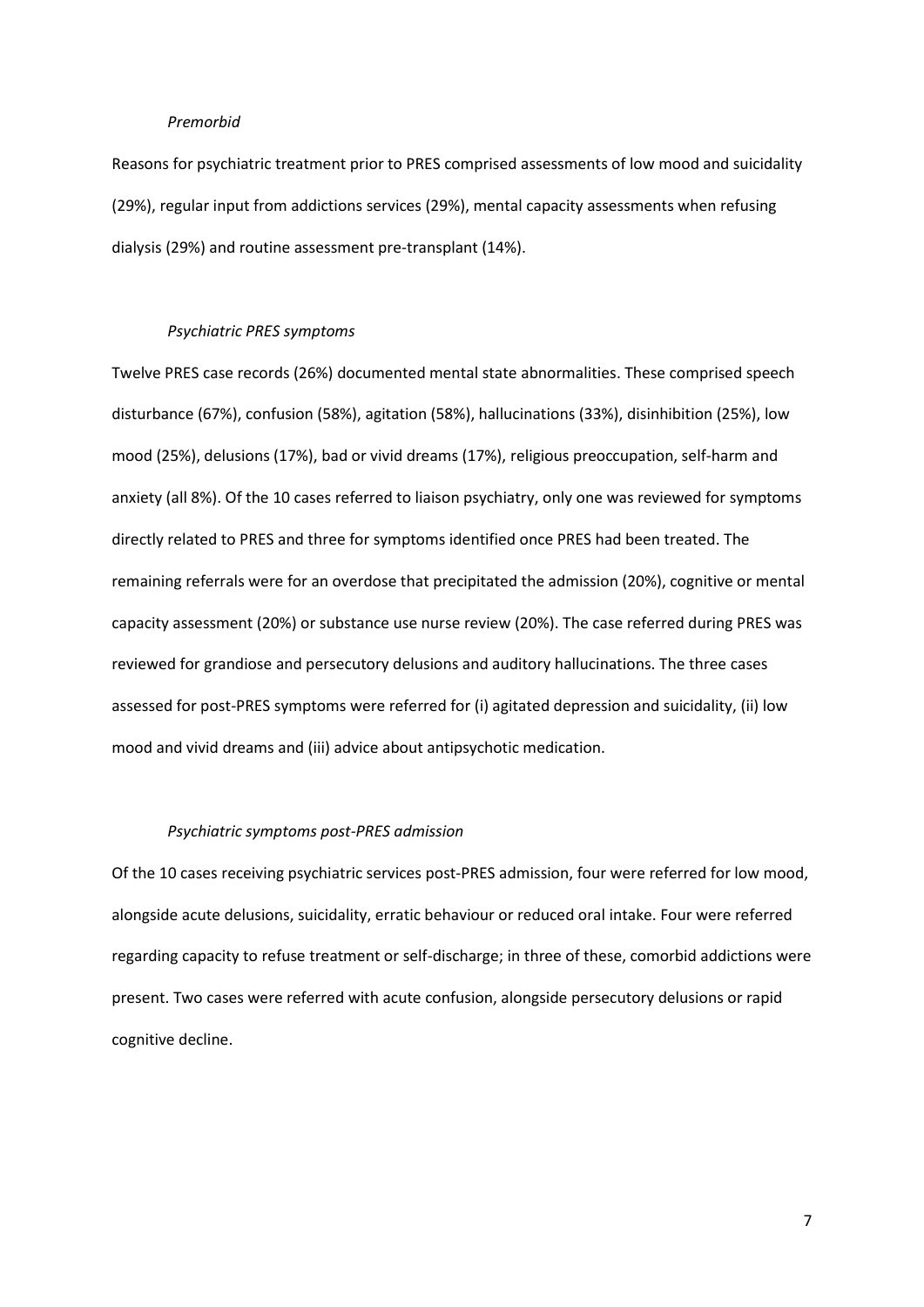*Premorbid*

Reasons for psychiatric treatment prior to PRES comprised assessments of low mood and suicidality (29%), regular input from addictions services (29%), mental capacity assessments when refusing dialysis (29%) and routine assessment pre-transplant (14%).

*Psychiatric PRES symptoms*

Twelve PRES case records (26%) documented mental state abnormalities. These comprised speech disturbance (67%), confusion (58%), agitation (58%), hallucinations (33%), disinhibition (25%), low mood (25%), delusions (17%), bad or vivid dreams (17%), religious preoccupation, self-harm and anxiety (all 8%). Of the 10 cases referred to liaison psychiatry, only one was reviewed for symptoms directly related to PRES and three for symptoms identified once PRES had been treated. The remaining referrals were for an overdose that precipitated the admission (20%), cognitive or mental capacity assessment (20%) or substance use nurse review (20%). The case referred during PRES was reviewed for grandiose and persecutory delusions and auditory hallucinations. The three cases assessed for post-PRES symptoms were referred for (i) agitated depression and suicidality, (ii) low mood and vivid dreams and (iii) advice about antipsychotic medication.

*Psychiatric symptoms post-PRES admission*

Of the 10 cases receiving psychiatric services post-PRES admission, four were referred for low mood, alongside acute delusions, suicidality, erratic behaviour or reduced oral intake. Four were referred regarding capacity to refuse treatment or self-discharge; in three of these, comorbid addictions were present. Two cases were referred with acute confusion, alongside persecutory delusions or rapid cognitive decline.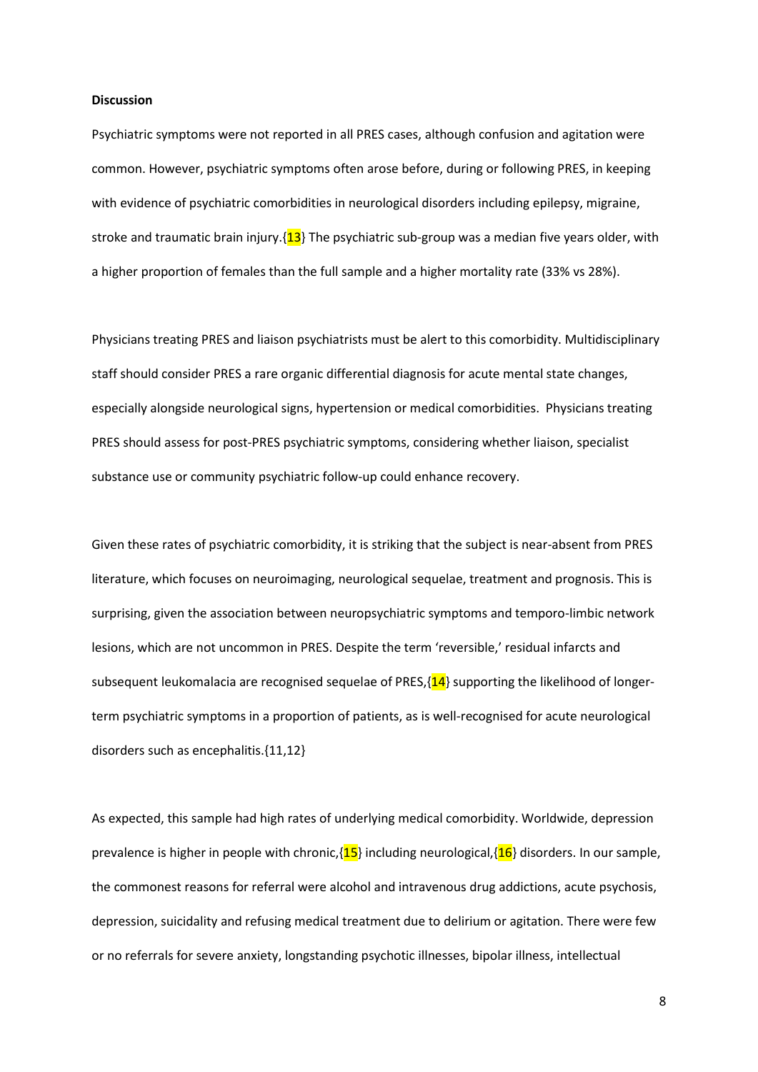**Discussion**

Psychiatric symptoms were not reported in all PRES cases, although confusion and agitation were common. However, psychiatric symptoms often arose before, during or following PRES, in keeping with evidence of psychiatric comorbidities in neurological disorders including epilepsy, migraine, stroke and traumatic brain injury.{13} The psychiatric sub-group was a median five years older, with a higher proportion of females than the full sample and a higher mortality rate (33% vs 28%).

Physicians treating PRES and liaison psychiatrists must be alert to this comorbidity. Multidisciplinary staff should consider PRES a rare organic differential diagnosis for acute mental state changes, especially alongside neurological signs, hypertension or medical comorbidities. Physicians treating PRES should assess for post-PRES psychiatric symptoms, considering whether liaison, specialist substance use or community psychiatric follow-up could enhance recovery.

Given these rates of psychiatric comorbidity, it is striking that the subject is near-absent from PRES literature, which focuses on neuroimaging, neurological sequelae, treatment and prognosis. This is surprising, given the association between neuropsychiatric symptoms and temporo-limbic network lesions, which are not uncommon in PRES. Despite the term 'reversible,' residual infarcts and subsequent leukomalacia are recognised sequelae of PRES,{14} supporting the likelihood of longer-term psychiatric symptoms in a proportion of patients, as is well-recognised for acute neurological disorders such as encephalitis.{11,12}

As expected, this sample had high rates of underlying medical comorbidity. Worldwide, depression prevalence is higher in people with chronic,{15} including neurological,{16} disorders. In our sample, the commonest reasons for referral were alcohol and intravenous drug addictions, acute psychosis, depression, suicidality and refusing medical treatment due to delirium or agitation. There were few or no referrals for severe anxiety, longstanding psychotic illnesses, bipolar illness, intellectual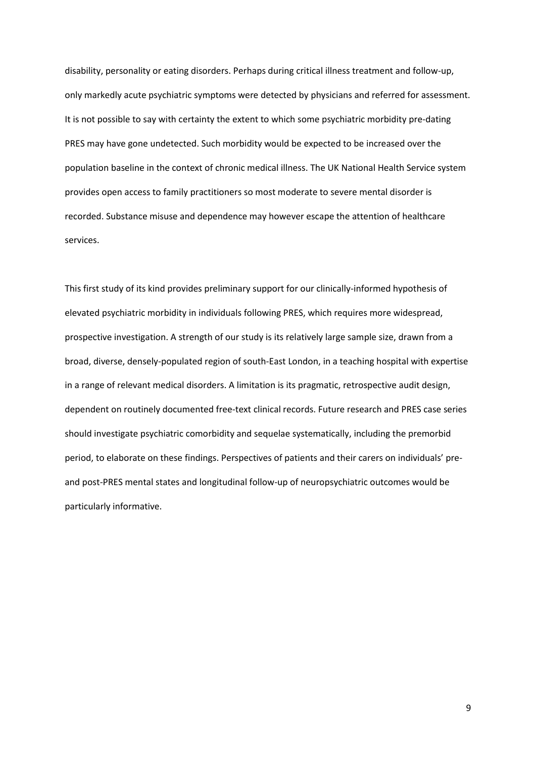disability, personality or eating disorders. Perhaps during critical illness treatment and follow-up, only markedly acute psychiatric symptoms were detected by physicians and referred for assessment. It is not possible to say with certainty the extent to which some psychiatric morbidity pre-dating PRES may have gone undetected. Such morbidity would be expected to be increased over the population baseline in the context of chronic medical illness. The UK National Health Service system provides open access to family practitioners so most moderate to severe mental disorder is recorded. Substance misuse and dependence may however escape the attention of healthcare services.

This first study of its kind provides preliminary support for our clinically-informed hypothesis of elevated psychiatric morbidity in individuals following PRES, which requires more widespread, prospective investigation. A strength of our study is its relatively large sample size, drawn from a broad, diverse, densely-populated region of south-East London, in a teaching hospital with expertise in a range of relevant medical disorders. A limitation is its pragmatic, retrospective audit design, dependent on routinely documented free-text clinical records. Future research and PRES case series should investigate psychiatric comorbidity and sequelae systematically, including the premorbid period, to elaborate on these findings. Perspectives of patients and their carers on individuals' pre- and post-PRES mental states and longitudinal follow-up of neuropsychiatric outcomes would be particularly informative.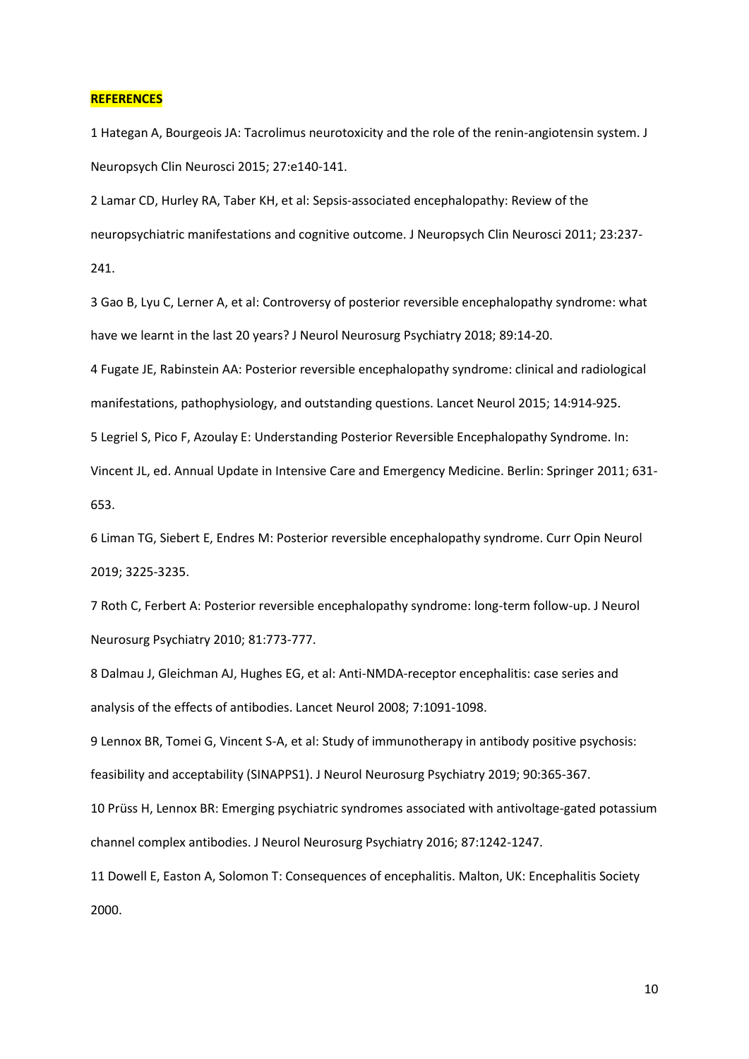**REFERENCES**

1 Hategan A, Bourgeois JA: Tacrolimus neurotoxicity and the role of the renin-angiotensin system. J Neuropsych Clin Neurosci 2015; 27:e140-141.

2 Lamar CD, Hurley RA, Taber KH, et al: Sepsis-associated encephalopathy: Review of the neuropsychiatric manifestations and cognitive outcome. J Neuropsych Clin Neurosci 2011; 23:237-241.

3 Gao B, Lyu C, Lerner A, et al: Controversy of posterior reversible encephalopathy syndrome: what have we learnt in the last 20 years? J Neurol Neurosurg Psychiatry 2018; 89:14-20.

4 Fugate JE, Rabinstein AA: Posterior reversible encephalopathy syndrome: clinical and radiological manifestations, pathophysiology, and outstanding questions. Lancet Neurol 2015; 14:914-925.

5 Legriel S, Pico F, Azoulay E: Understanding Posterior Reversible Encephalopathy Syndrome. In: Vincent JL, ed. Annual Update in Intensive Care and Emergency Medicine. Berlin: Springer 2011; 631-653.

6 Liman TG, Siebert E, Endres M: Posterior reversible encephalopathy syndrome. Curr Opin Neurol 2019; 3225-3235.

7 Roth C, Ferbert A: Posterior reversible encephalopathy syndrome: long-term follow-up. J Neurol Neurosurg Psychiatry 2010; 81:773-777.

8 Dalmau J, Gleichman AJ, Hughes EG, et al: Anti-NMDA-receptor encephalitis: case series and analysis of the effects of antibodies. Lancet Neurol 2008; 7:1091-1098.

9 Lennox BR, Tomei G, Vincent S-A, et al: Study of immunotherapy in antibody positive psychosis: feasibility and acceptability (SINAPPS1). J Neurol Neurosurg Psychiatry 2019; 90:365-367.

10 Prüss H, Lennox BR: Emerging psychiatric syndromes associated with antivoltage-gated potassium channel complex antibodies. J Neurol Neurosurg Psychiatry 2016; 87:1242-1247.

11 Dowell E, Easton A, Solomon T: Consequences of encephalitis. Malton, UK: Encephalitis Society 2000.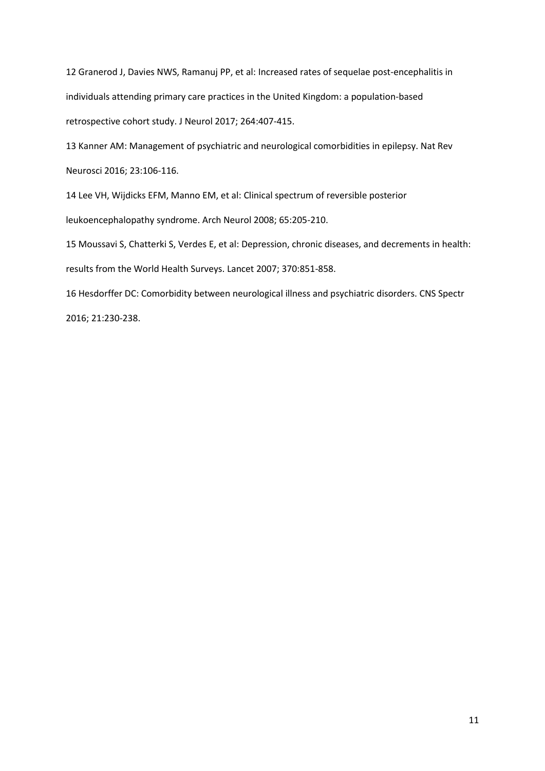12 Granerod J, Davies NWS, Ramanuj PP, et al: Increased rates of sequelae post-encephalitis in individuals attending primary care practices in the United Kingdom: a population-based retrospective cohort study. J Neurol 2017; 264:407-415.

13 Kanner AM: Management of psychiatric and neurological comorbidities in epilepsy. Nat Rev Neurosci 2016; 23:106-116.

14 Lee VH, Wijdicks EFM, Manno EM, et al: Clinical spectrum of reversible posterior leukoencephalopathy syndrome. Arch Neurol 2008; 65:205-210.

15 Moussavi S, Chatterki S, Verdes E, et al: Depression, chronic diseases, and decrements in health: results from the World Health Surveys. Lancet 2007; 370:851-858.

16 Hesdorffer DC: Comorbidity between neurological illness and psychiatric disorders. CNS Spectr 2016; 21:230-238.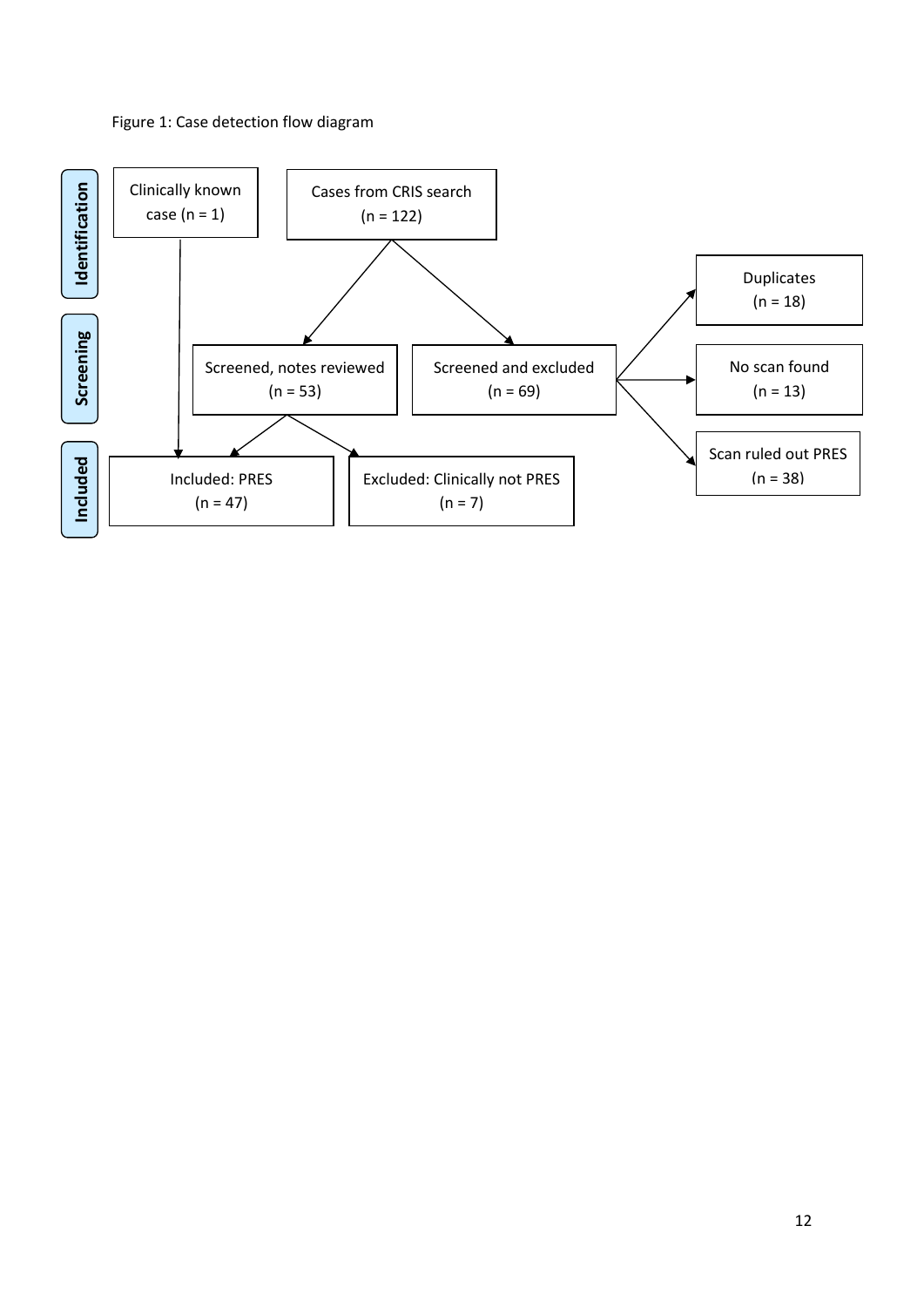Figure 1: Case detection flow diagram

Identification

Clinically known case (n = 1)

Cases from CRIS search (n = 122)

Screening

Screened, notes reviewed (n = 53)

Screened and excluded (n = 69)

Duplicates (n = 18)

No scan found (n = 13)

Scan ruled out PRES (n = 38)

Included

Included: PRES (n = 47)

Excluded: Clinically not PRES (n = 7)